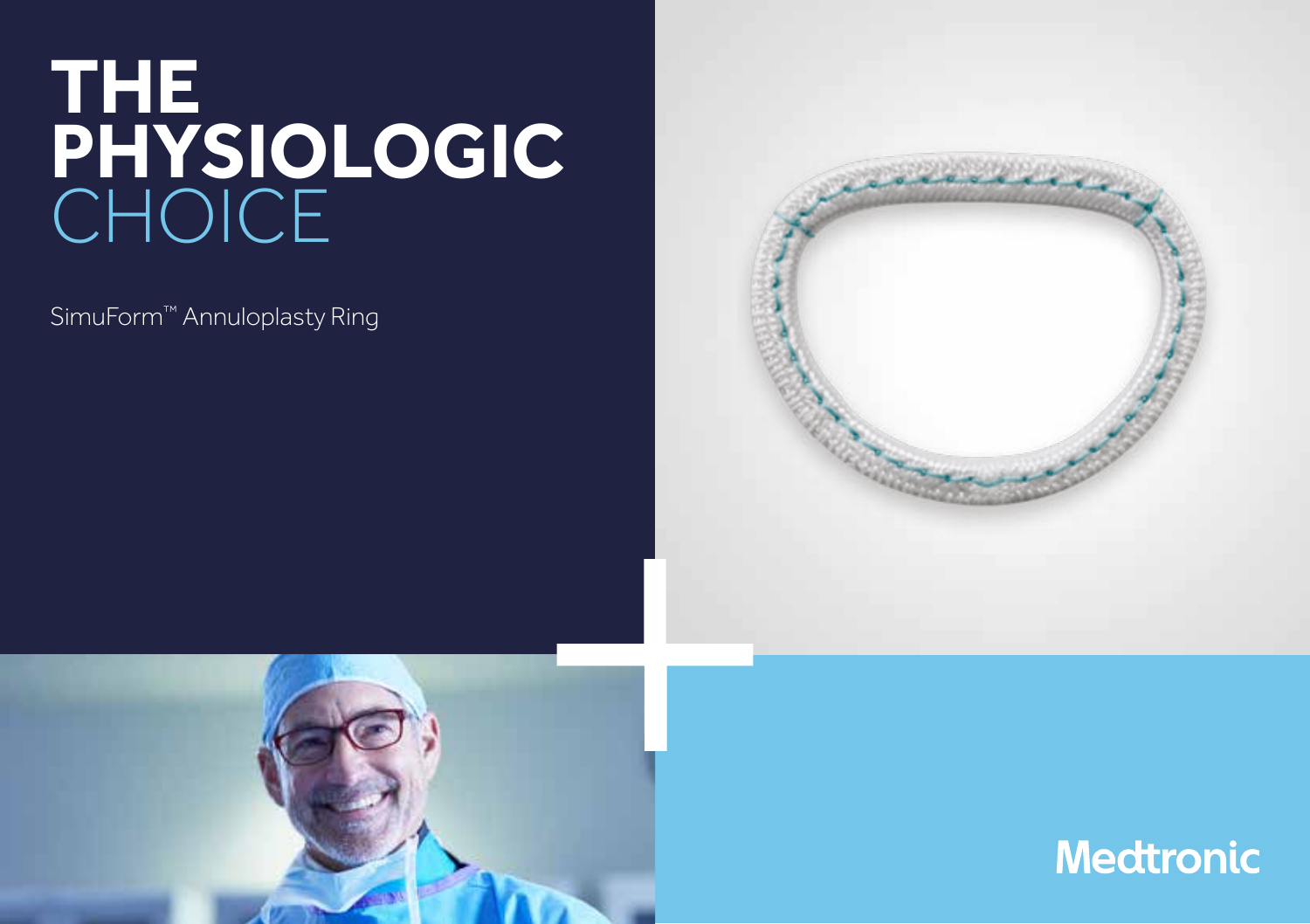# THE PHYSIOLOGIC CHOICE

SimuForm™ Annuloplasty Ring

Medtronic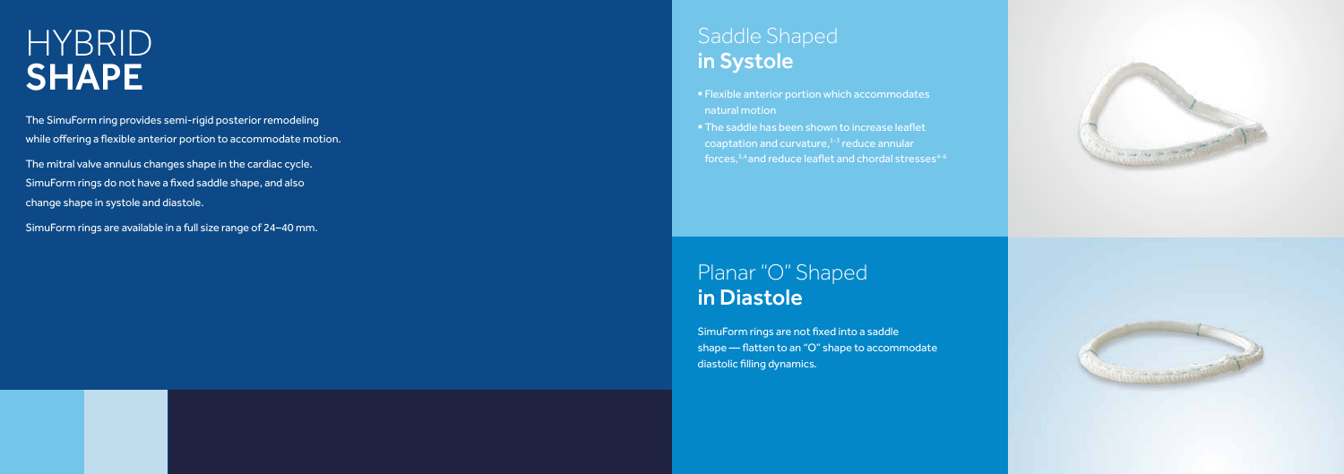# HYBRID **SHAPE**

The SimuForm ring provides semi-rigid posterior remodeling while offering a flexible anterior portion to accommodate motion.

The mitral valve annulus changes shape in the cardiac cycle. SimuForm rings do not have a fixed saddle shape, and also change shape in systole and diastole.

SimuForm rings are available in a full size range of 24–40 mm.

## Saddle Shaped **in Systole**

- Flexible anterior portion which accommodates natural motion
- The saddle has been shown to increase leaflet coaptation and curvature,[1-3] reduce annular forces,[3,4] and reduce leaflet and chordal stresses[4-6]

## Planar "O" Shaped **in Diastole**

SimuForm rings are not fixed into a saddle shape — flatten to an "O" shape to accommodate diastolic filling dynamics.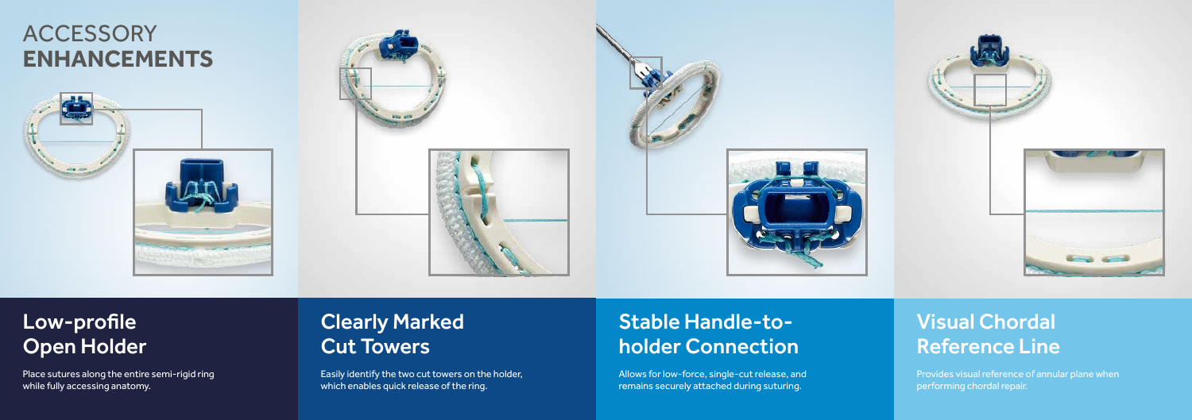# ACCESSORY **ENHANCEMENTS**

## Low-profile Open Holder

Place sutures along the entire semi-rigid ring while fully accessing anatomy.

## Clearly Marked Cut Towers

Easily identify the two cut towers on the holder, which enables quick release of the ring.

## Stable Handle-to-holder Connection

Allows for low-force, single-cut release, and remains securely attached during suturing.

## Visual Chordal Reference Line

Provides visual reference of annular plane when performing chordal repair.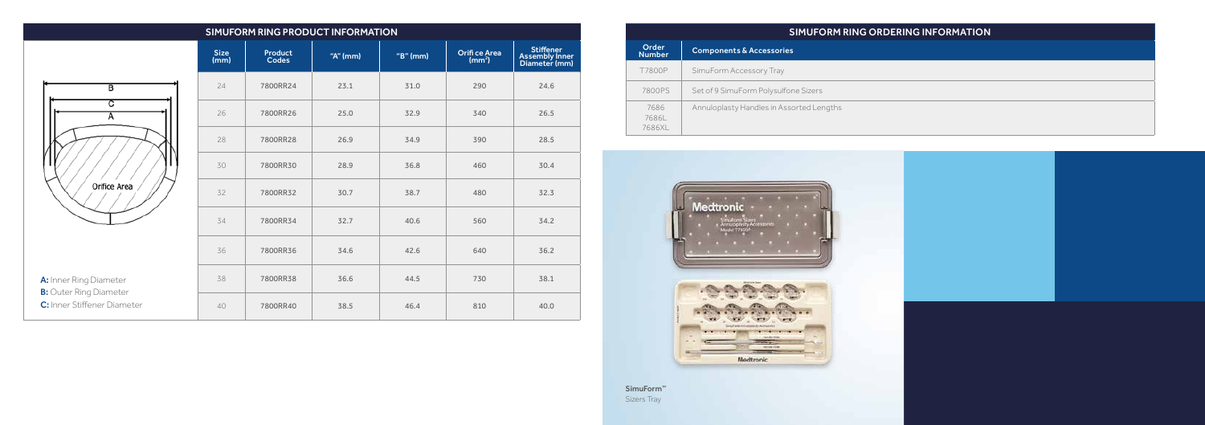## SIMUFORM RING PRODUCT INFORMATION

A: Inner Ring Diameter
B: Outer Ring Diameter
C: Inner Stiffener Diameter

| Size (mm) | Product Codes | "A" (mm) | "B" (mm) | Orifice Area ($mm^2$) | Stiffener Assembly Inner Diameter (mm) |
|---|---|---|---|---|---|
| 24 | 7800RR24 | 23.1 | 31.0 | 290 | 24.6 |
| 26 | 7800RR26 | 25.0 | 32.9 | 340 | 26.5 |
| 28 | 7800RR28 | 26.9 | 34.9 | 390 | 28.5 |
| 30 | 7800RR30 | 28.9 | 36.8 | 460 | 30.4 |
| 32 | 7800RR32 | 30.7 | 38.7 | 480 | 32.3 |
| 34 | 7800RR34 | 32.7 | 40.6 | 560 | 34.2 |
| 36 | 7800RR36 | 34.6 | 42.6 | 640 | 36.2 |
| 38 | 7800RR38 | 36.6 | 44.5 | 730 | 38.1 |
| 40 | 7800RR40 | 38.5 | 46.4 | 810 | 40.0 |

## SIMUFORM RING ORDERING INFORMATION

| Order Number | Components & Accessories |
|---|---|
| T7800P | SimuForm Accessory Tray |
| 7800PS | Set of 9 SimuForm Polysulfone Sizers |
| 7686 7686L 7686XL | Annuloplasty Handles in Assorted Lengths |

SimuForm™ Sizers Tray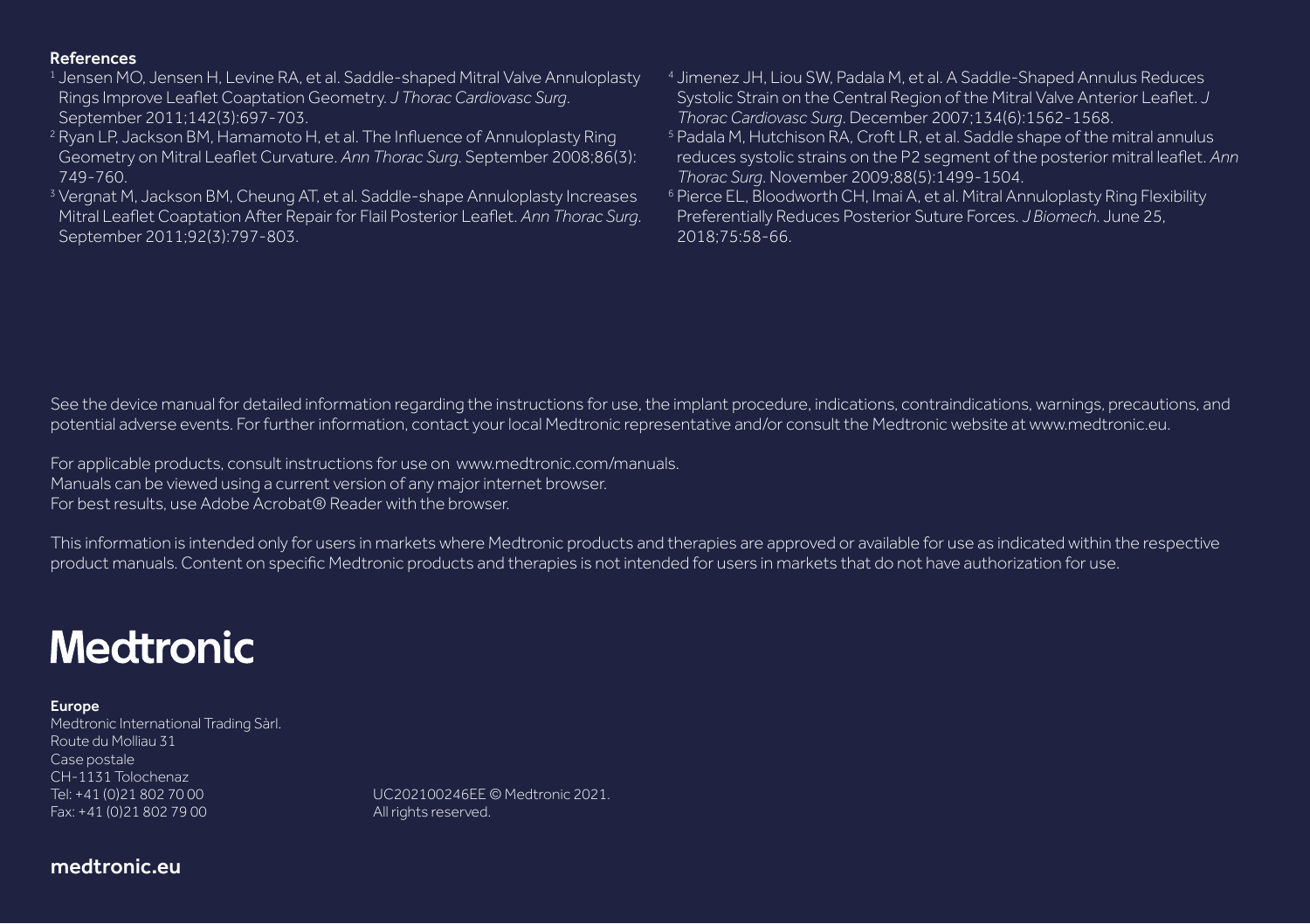### References

1. [1] Jensen MO, Jensen H, Levine RA, et al. Saddle-shaped Mitral Valve Annuloplasty Rings Improve Leaflet Coaptation Geometry. *J Thorac Cardiovasc Surg*. September 2011;142(3):697-703.
2. [2] Ryan LP, Jackson BM, Hamamoto H, et al. The Influence of Annuloplasty Ring Geometry on Mitral Leaflet Curvature. *Ann Thorac Surg*. September 2008;86(3): 749-760.
3. [3] Vergnat M, Jackson BM, Cheung AT, et al. Saddle-shape Annuloplasty Increases Mitral Leaflet Coaptation After Repair for Flail Posterior Leaflet. *Ann Thorac Surg*. September 2011;92(3):797-803.
4. [4] Jimenez JH, Liou SW, Padala M, et al. A Saddle-Shaped Annulus Reduces Systolic Strain on the Central Region of the Mitral Valve Anterior Leaflet. *J Thorac Cardiovasc Surg*. December 2007;134(6):1562-1568.
5. [5] Padala M, Hutchison RA, Croft LR, et al. Saddle shape of the mitral annulus reduces systolic strains on the P2 segment of the posterior mitral leaflet. *Ann Thorac Surg*. November 2009;88(5):1499-1504.
6. [6] Pierce EL, Bloodworth CH, Imai A, et al. Mitral Annuloplasty Ring Flexibility Preferentially Reduces Posterior Suture Forces. *J Biomech*. June 25, 2018;75:58-66.

See the device manual for detailed information regarding the instructions for use, the implant procedure, indications, contraindications, warnings, precautions, and potential adverse events. For further information, contact your local Medtronic representative and/or consult the Medtronic website at www.medtronic.eu.

For applicable products, consult instructions for use on www.medtronic.com/manuals.
Manuals can be viewed using a current version of any major internet browser.
For best results, use Adobe Acrobat® Reader with the browser.

This information is intended only for users in markets where Medtronic products and therapies are approved or available for use as indicated within the respective product manuals. Content on specific Medtronic products and therapies is not intended for users in markets that do not have authorization for use.

# Medtronic

**Europe**
Medtronic International Trading Sàrl.
Route du Molliau 31
Case postale
CH-1131 Tolochenaz
Tel: +41 (0)21 802 70 00
Fax: +41 (0)21 802 79 00

UC202100246EE © Medtronic 2021.
All rights reserved.

**medtronic.eu**